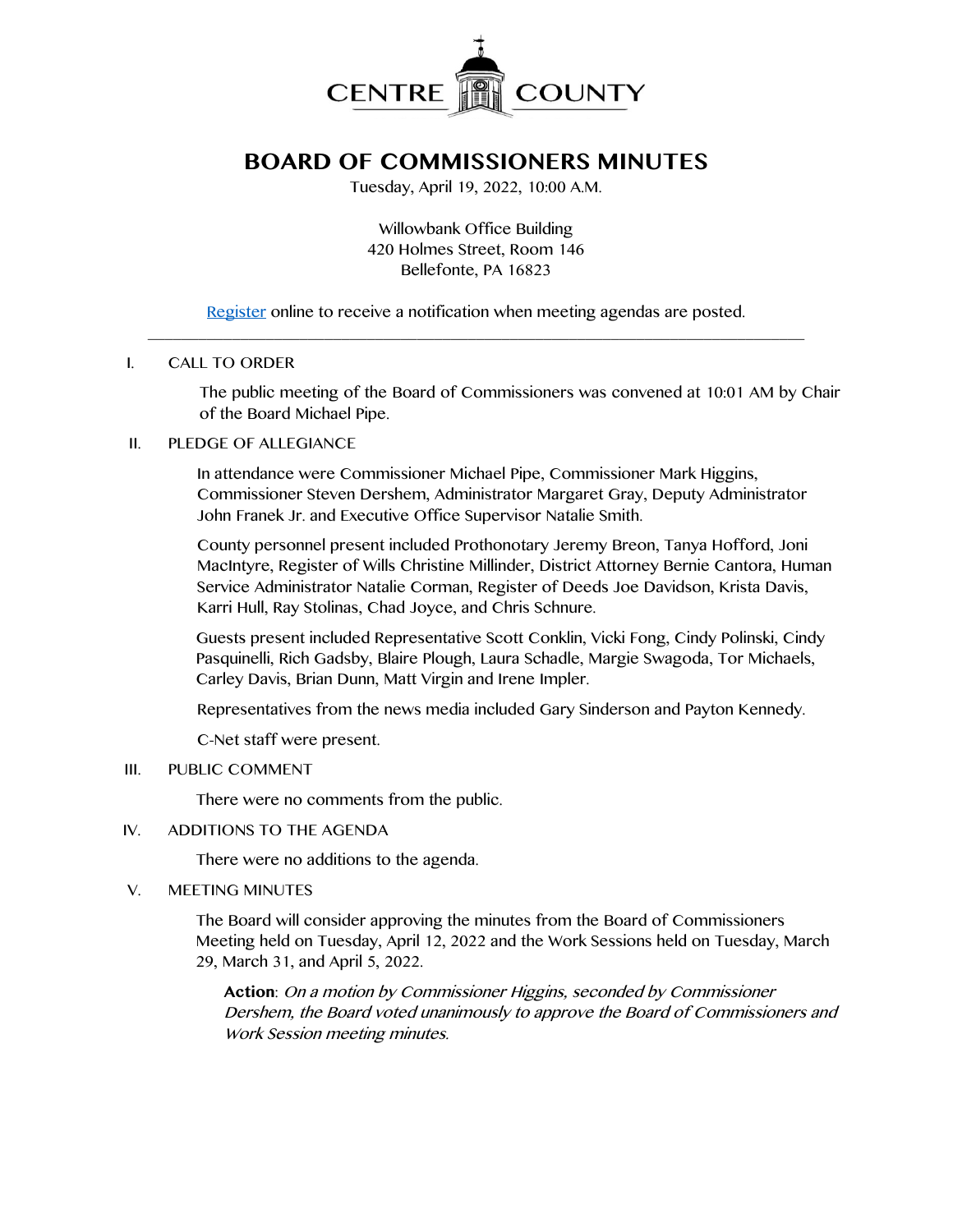CENTRE COUNTY

# BOARD OF COMMISSIONERS MINUTES

Tuesday, April 19, 2022, 10:00 A.M.

Willowbank Office Building
420 Holmes Street, Room 146
Bellefonte, PA 16823

[Register](#) online to receive a notification when meeting agendas are posted.

---

## I. CALL TO ORDER

The public meeting of the Board of Commissioners was convened at 10:01 AM by Chair of the Board Michael Pipe.

## II. PLEDGE OF ALLEGIANCE

In attendance were Commissioner Michael Pipe, Commissioner Mark Higgins, Commissioner Steven Dershem, Administrator Margaret Gray, Deputy Administrator John Franek Jr. and Executive Office Supervisor Natalie Smith.

County personnel present included Prothonotary Jeremy Breon, Tanya Hofford, Joni MacIntyre, Register of Wills Christine Millinder, District Attorney Bernie Cantora, Human Service Administrator Natalie Corman, Register of Deeds Joe Davidson, Krista Davis, Karri Hull, Ray Stolinas, Chad Joyce, and Chris Schnure.

Guests present included Representative Scott Conklin, Vicki Fong, Cindy Polinski, Cindy Pasquinelli, Rich Gadsby, Blaire Plough, Laura Schadle, Margie Swagoda, Tor Michaels, Carley Davis, Brian Dunn, Matt Virgin and Irene Impler.

Representatives from the news media included Gary Sinderson and Payton Kennedy.

C-Net staff were present.

## III. PUBLIC COMMENT

There were no comments from the public.

## IV. ADDITIONS TO THE AGENDA

There were no additions to the agenda.

## V. MEETING MINUTES

The Board will consider approving the minutes from the Board of Commissioners Meeting held on Tuesday, April 12, 2022 and the Work Sessions held on Tuesday, March 29, March 31, and April 5, 2022.

**Action**: *On a motion by Commissioner Higgins, seconded by Commissioner Dershem, the Board voted unanimously to approve the Board of Commissioners and Work Session meeting minutes.*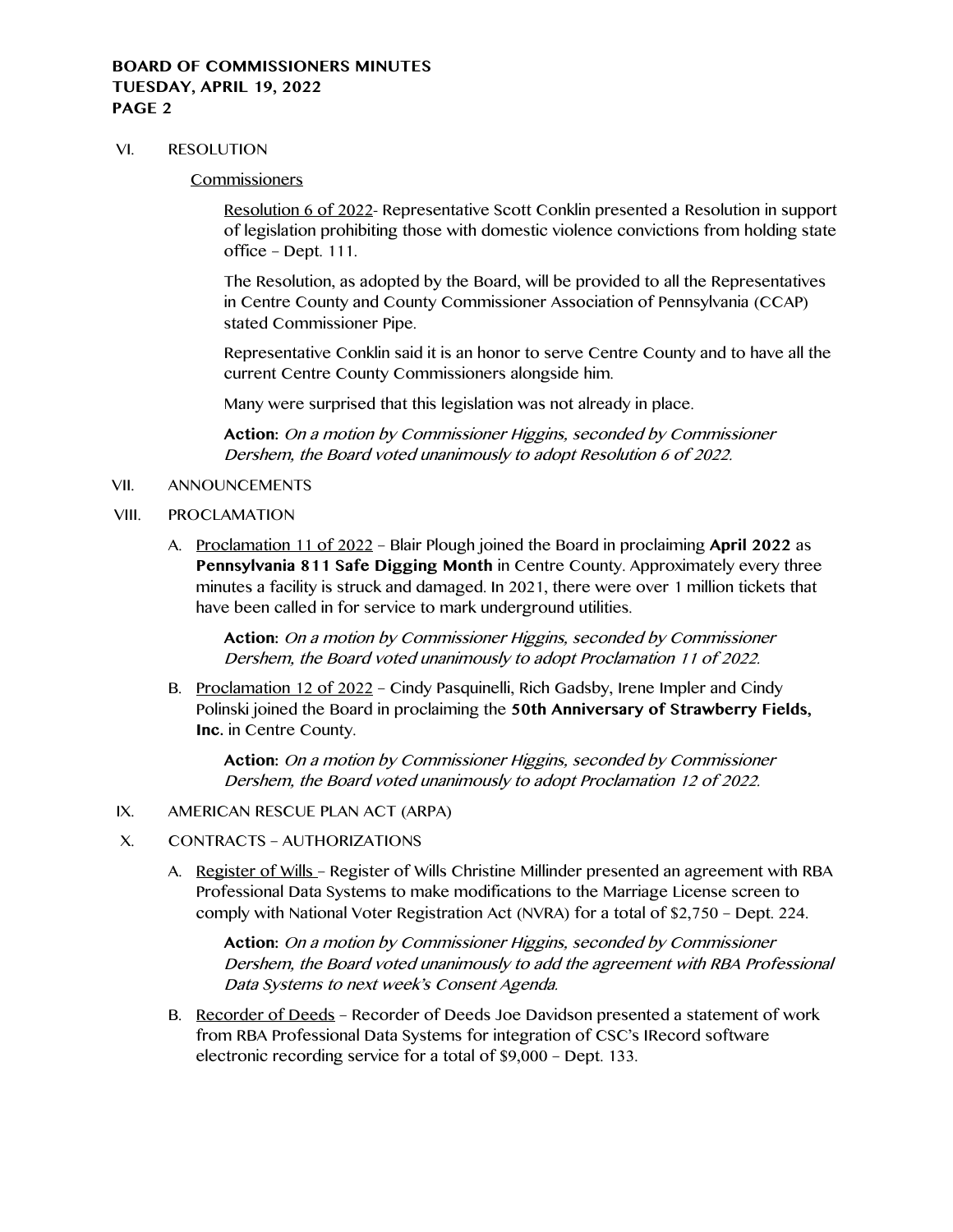VI. RESOLUTION

Commissioners

Resolution 6 of 2022- Representative Scott Conklin presented a Resolution in support of legislation prohibiting those with domestic violence convictions from holding state office – Dept. 111.

The Resolution, as adopted by the Board, will be provided to all the Representatives in Centre County and County Commissioner Association of Pennsylvania (CCAP) stated Commissioner Pipe.

Representative Conklin said it is an honor to serve Centre County and to have all the current Centre County Commissioners alongside him.

Many were surprised that this legislation was not already in place.

**Action:** *On a motion by Commissioner Higgins, seconded by Commissioner Dershem, the Board voted unanimously to adopt Resolution 6 of 2022.*

VII. ANNOUNCEMENTS

VIII. PROCLAMATION

A. Proclamation 11 of 2022 – Blair Plough joined the Board in proclaiming **April 2022** as **Pennsylvania 811 Safe Digging Month** in Centre County. Approximately every three minutes a facility is struck and damaged. In 2021, there were over 1 million tickets that have been called in for service to mark underground utilities.

**Action:** *On a motion by Commissioner Higgins, seconded by Commissioner Dershem, the Board voted unanimously to adopt Proclamation 11 of 2022.*

B. Proclamation 12 of 2022 – Cindy Pasquinelli, Rich Gadsby, Irene Impler and Cindy Polinski joined the Board in proclaiming the **50th Anniversary of Strawberry Fields, Inc.** in Centre County.

**Action:** *On a motion by Commissioner Higgins, seconded by Commissioner Dershem, the Board voted unanimously to adopt Proclamation 12 of 2022.*

IX. AMERICAN RESCUE PLAN ACT (ARPA)

X. CONTRACTS – AUTHORIZATIONS

A. Register of Wills – Register of Wills Christine Millinder presented an agreement with RBA Professional Data Systems to make modifications to the Marriage License screen to comply with National Voter Registration Act (NVRA) for a total of $2,750 – Dept. 224.

**Action:** *On a motion by Commissioner Higgins, seconded by Commissioner Dershem, the Board voted unanimously to add the agreement with RBA Professional Data Systems to next week's Consent Agenda.*

B. Recorder of Deeds – Recorder of Deeds Joe Davidson presented a statement of work from RBA Professional Data Systems for integration of CSC's IRecord software electronic recording service for a total of $9,000 – Dept. 133.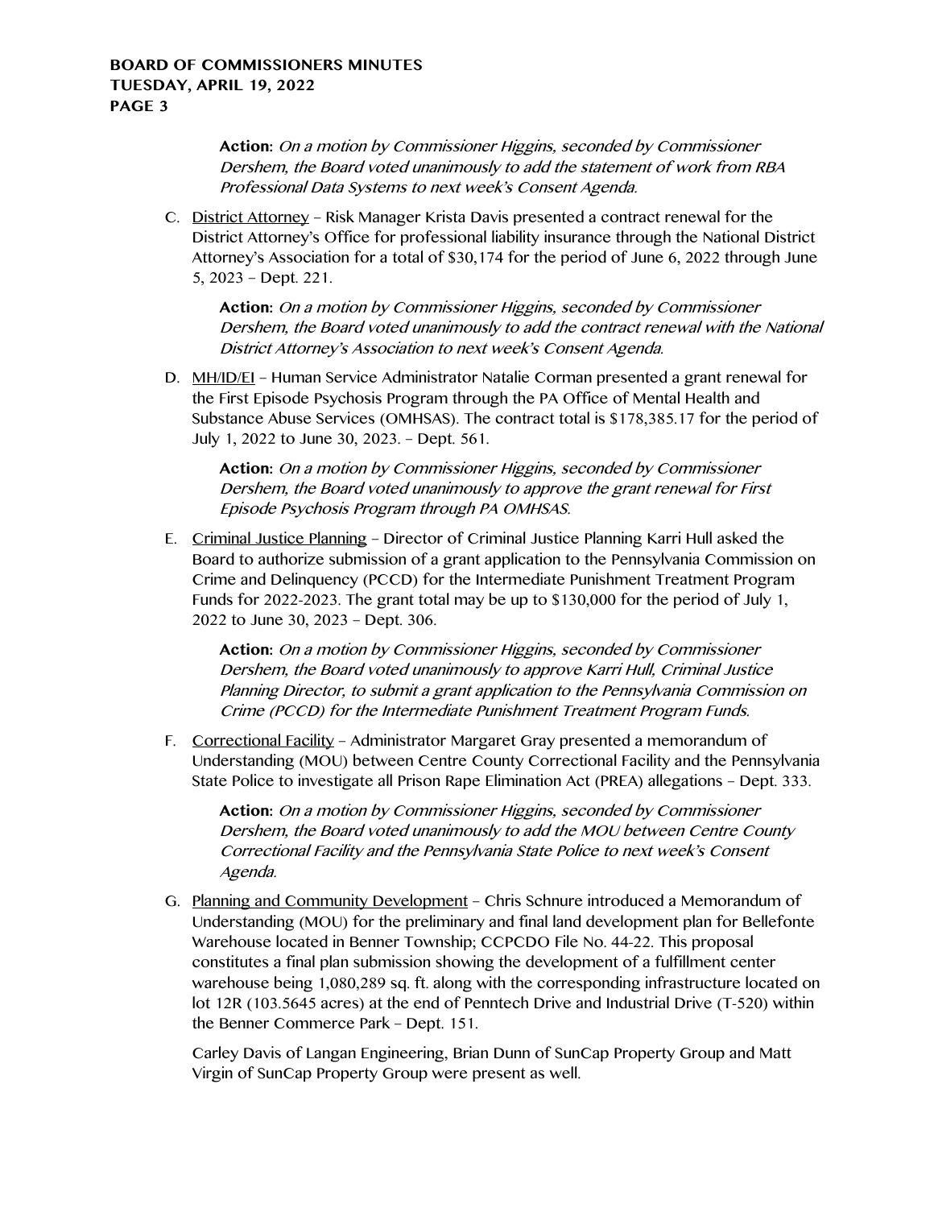**Action:** *On a motion by Commissioner Higgins, seconded by Commissioner Dershem, the Board voted unanimously to add the statement of work from RBA Professional Data Systems to next week's Consent Agenda.*

C. District Attorney – Risk Manager Krista Davis presented a contract renewal for the District Attorney's Office for professional liability insurance through the National District Attorney's Association for a total of $30,174 for the period of June 6, 2022 through June 5, 2023 – Dept. 221.

   **Action:** *On a motion by Commissioner Higgins, seconded by Commissioner Dershem, the Board voted unanimously to add the contract renewal with the National District Attorney's Association to next week's Consent Agenda.*

D. MH/ID/EI – Human Service Administrator Natalie Corman presented a grant renewal for the First Episode Psychosis Program through the PA Office of Mental Health and Substance Abuse Services (OMHSAS). The contract total is $178,385.17 for the period of July 1, 2022 to June 30, 2023. – Dept. 561.

   **Action:** *On a motion by Commissioner Higgins, seconded by Commissioner Dershem, the Board voted unanimously to approve the grant renewal for First Episode Psychosis Program through PA OMHSAS.*

E. Criminal Justice Planning – Director of Criminal Justice Planning Karri Hull asked the Board to authorize submission of a grant application to the Pennsylvania Commission on Crime and Delinquency (PCCD) for the Intermediate Punishment Treatment Program Funds for 2022-2023. The grant total may be up to $130,000 for the period of July 1, 2022 to June 30, 2023 – Dept. 306.

   **Action:** *On a motion by Commissioner Higgins, seconded by Commissioner Dershem, the Board voted unanimously to approve Karri Hull, Criminal Justice Planning Director, to submit a grant application to the Pennsylvania Commission on Crime (PCCD) for the Intermediate Punishment Treatment Program Funds.*

F. Correctional Facility – Administrator Margaret Gray presented a memorandum of Understanding (MOU) between Centre County Correctional Facility and the Pennsylvania State Police to investigate all Prison Rape Elimination Act (PREA) allegations – Dept. 333.

   **Action:** *On a motion by Commissioner Higgins, seconded by Commissioner Dershem, the Board voted unanimously to add the MOU between Centre County Correctional Facility and the Pennsylvania State Police to next week's Consent Agenda.*

G. Planning and Community Development – Chris Schnure introduced a Memorandum of Understanding (MOU) for the preliminary and final land development plan for Bellefonte Warehouse located in Benner Township; CCPCDO File No. 44-22. This proposal constitutes a final plan submission showing the development of a fulfillment center warehouse being 1,080,289 sq. ft. along with the corresponding infrastructure located on lot 12R (103.5645 acres) at the end of Penntech Drive and Industrial Drive (T-520) within the Benner Commerce Park – Dept. 151.

   Carley Davis of Langan Engineering, Brian Dunn of SunCap Property Group and Matt Virgin of SunCap Property Group were present as well.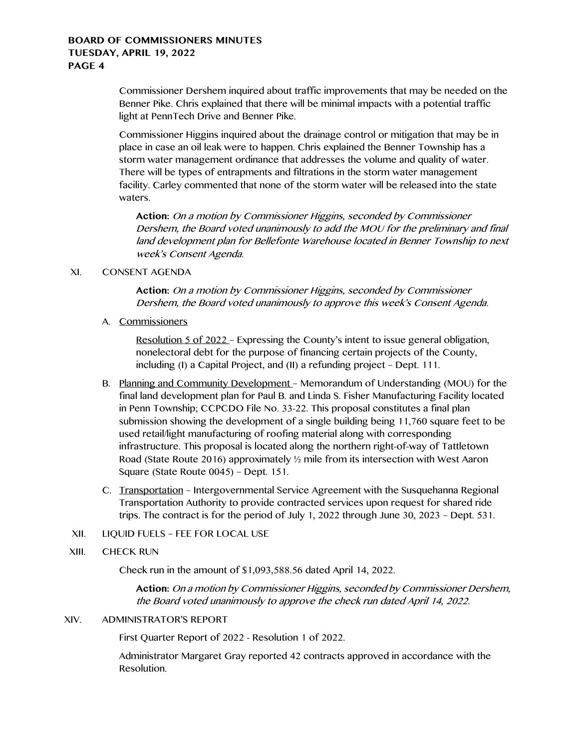Commissioner Dershem inquired about traffic improvements that may be needed on the Benner Pike. Chris explained that there will be minimal impacts with a potential traffic light at PennTech Drive and Benner Pike.

Commissioner Higgins inquired about the drainage control or mitigation that may be in place in case an oil leak were to happen. Chris explained the Benner Township has a storm water management ordinance that addresses the volume and quality of water. There will be types of entrapments and filtrations in the storm water management facility. Carley commented that none of the storm water will be released into the state waters.

> **Action:** *On a motion by Commissioner Higgins, seconded by Commissioner Dershem, the Board voted unanimously to add the MOU for the preliminary and final land development plan for Bellefonte Warehouse located in Benner Township to next week's Consent Agenda.*

XI. CONSENT AGENDA

> **Action:** *On a motion by Commissioner Higgins, seconded by Commissioner Dershem, the Board voted unanimously to approve this week's Consent Agenda.*

A. Commissioners

> Resolution 5 of 2022 – Expressing the County's intent to issue general obligation, nonelectoral debt for the purpose of financing certain projects of the County, including (I) a Capital Project, and (II) a refunding project – Dept. 111.

B. Planning and Community Development – Memorandum of Understanding (MOU) for the final land development plan for Paul B. and Linda S. Fisher Manufacturing Facility located in Penn Township; CCPCDO File No. 33-22. This proposal constitutes a final plan submission showing the development of a single building being 11,760 square feet to be used retail/light manufacturing of roofing material along with corresponding infrastructure. This proposal is located along the northern right-of-way of Tattletown Road (State Route 2016) approximately ½ mile from its intersection with West Aaron Square (State Route 0045) – Dept. 151.

C. Transportation – Intergovernmental Service Agreement with the Susquehanna Regional Transportation Authority to provide contracted services upon request for shared ride trips. The contract is for the period of July 1, 2022 through June 30, 2023 – Dept. 531.

XII. LIQUID FUELS – FEE FOR LOCAL USE

XIII. CHECK RUN

Check run in the amount of $1,093,588.56 dated April 14, 2022.

> **Action:** *On a motion by Commissioner Higgins, seconded by Commissioner Dershem, the Board voted unanimously to approve the check run dated April 14, 2022.*

XIV. ADMINISTRATOR'S REPORT

First Quarter Report of 2022 - Resolution 1 of 2022.

Administrator Margaret Gray reported 42 contracts approved in accordance with the Resolution.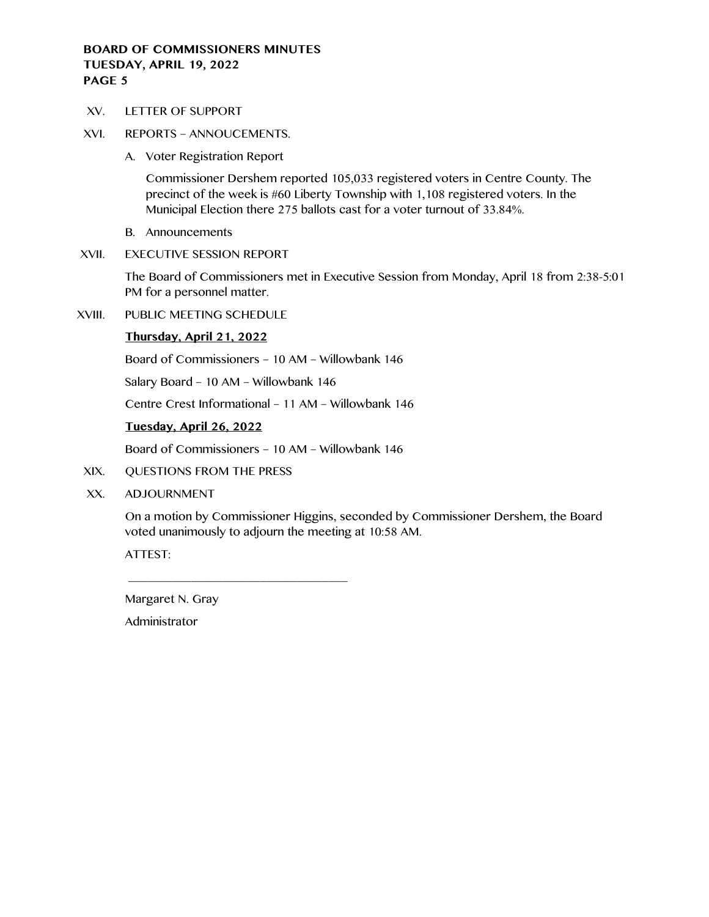XV. LETTER OF SUPPORT

XVI. REPORTS – ANNOUCEMENTS.

A. Voter Registration Report

Commissioner Dershem reported 105,033 registered voters in Centre County. The precinct of the week is #60 Liberty Township with 1,108 registered voters. In the Municipal Election there 275 ballots cast for a voter turnout of 33.84%.

B. Announcements

XVII. EXECUTIVE SESSION REPORT

The Board of Commissioners met in Executive Session from Monday, April 18 from 2:38-5:01 PM for a personnel matter.

XVIII. PUBLIC MEETING SCHEDULE

**Thursday, April 21, 2022**

Board of Commissioners – 10 AM – Willowbank 146

Salary Board – 10 AM – Willowbank 146

Centre Crest Informational – 11 AM – Willowbank 146

**Tuesday, April 26, 2022**

Board of Commissioners – 10 AM – Willowbank 146

XIX. QUESTIONS FROM THE PRESS

XX. ADJOURNMENT

On a motion by Commissioner Higgins, seconded by Commissioner Dershem, the Board voted unanimously to adjourn the meeting at 10:58 AM.

ATTEST:

\_\_\_\_\_\_\_\_\_\_\_\_\_\_\_\_\_\_\_\_\_\_\_\_\_\_\_\_\_\_\_\_\_\_\_\_

Margaret N. Gray

Administrator